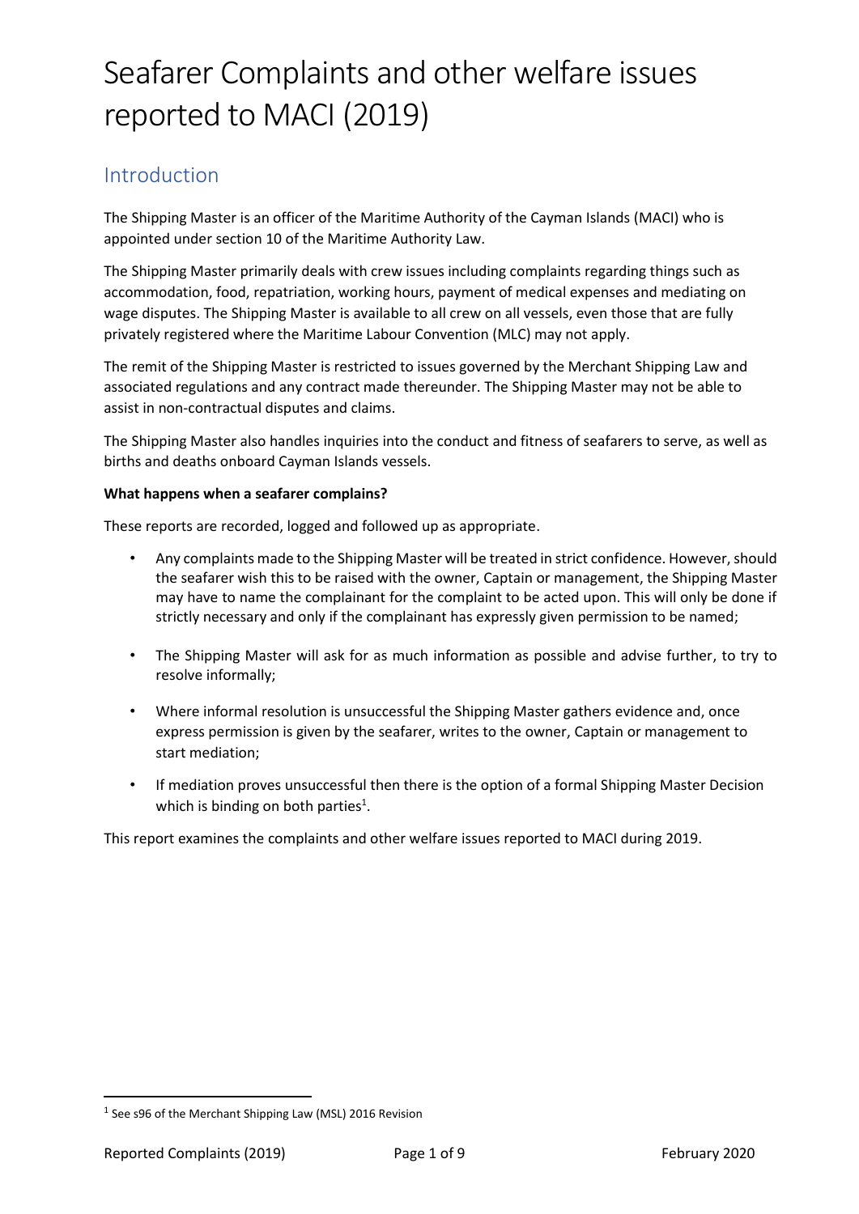# Seafarer Complaints and other welfare issues reported to MACI (2019)

## Introduction

The Shipping Master is an officer of the Maritime Authority of the Cayman Islands (MACI) who is appointed under section 10 of the Maritime Authority Law.

The Shipping Master primarily deals with crew issues including complaints regarding things such as accommodation, food, repatriation, working hours, payment of medical expenses and mediating on wage disputes. The Shipping Master is available to all crew on all vessels, even those that are fully privately registered where the Maritime Labour Convention (MLC) may not apply.

The remit of the Shipping Master is restricted to issues governed by the Merchant Shipping Law and associated regulations and any contract made thereunder. The Shipping Master may not be able to assist in non-contractual disputes and claims.

The Shipping Master also handles inquiries into the conduct and fitness of seafarers to serve, as well as births and deaths onboard Cayman Islands vessels.

**What happens when a seafarer complains?**

These reports are recorded, logged and followed up as appropriate.

- Any complaints made to the Shipping Master will be treated in strict confidence. However, should the seafarer wish this to be raised with the owner, Captain or management, the Shipping Master may have to name the complainant for the complaint to be acted upon. This will only be done if strictly necessary and only if the complainant has expressly given permission to be named;
- The Shipping Master will ask for as much information as possible and advise further, to try to resolve informally;
- Where informal resolution is unsuccessful the Shipping Master gathers evidence and, once express permission is given by the seafarer, writes to the owner, Captain or management to start mediation;
- If mediation proves unsuccessful then there is the option of a formal Shipping Master Decision which is binding on both parties[1].

This report examines the complaints and other welfare issues reported to MACI during 2019.

[1] See s96 of the Merchant Shipping Law (MSL) 2016 Revision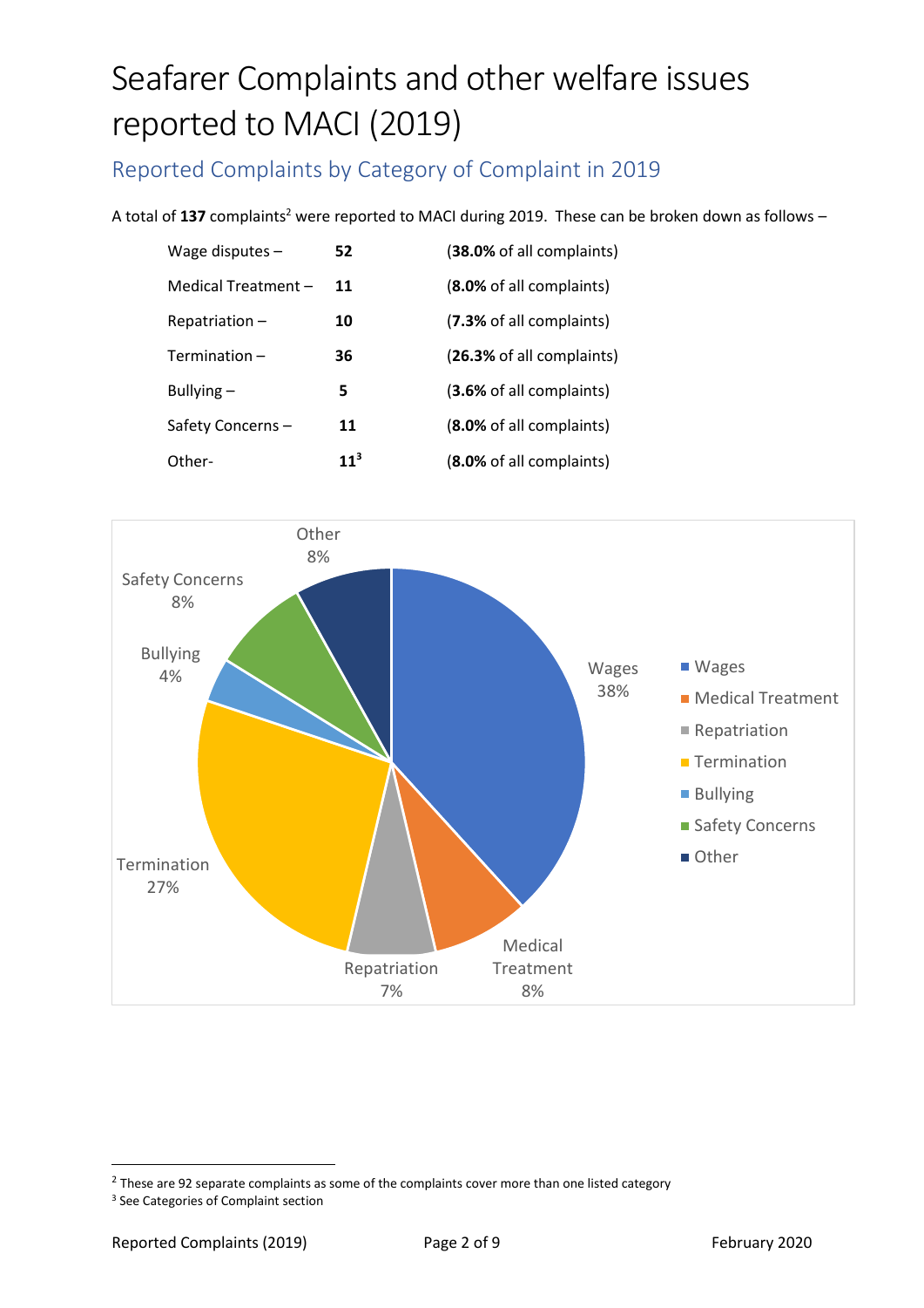# Seafarer Complaints and other welfare issues reported to MACI (2019)

## Reported Complaints by Category of Complaint in 2019

A total of **137** complaints[2] were reported to MACI during 2019. These can be broken down as follows –

| | | |
|---|---|---|
| Wage disputes – | **52** | (**38.0%** of all complaints) |
| Medical Treatment – | **11** | (**8.0%** of all complaints) |
| Repatriation – | **10** | (**7.3%** of all complaints) |
| Termination – | **36** | (**26.3%** of all complaints) |
| Bullying – | **5** | (**3.6%** of all complaints) |
| Safety Concerns – | **11** | (**8.0%** of all complaints) |
| Other- | **11**[3] | (**8.0%** of all complaints) |

| Category | Percentage |
|---|---|
| Wages | 38% |
| Medical Treatment | 8% |
| Repatriation | 7% |
| Termination | 27% |
| Bullying | 4% |
| Safety Concerns | 8% |
| Other | 8% |

---

[2] These are 92 separate complaints as some of the complaints cover more than one listed category

[3] See Categories of Complaint section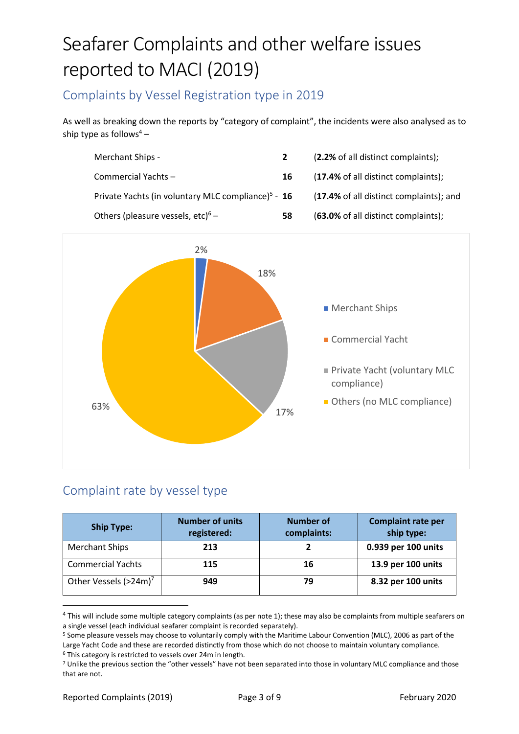# Seafarer Complaints and other welfare issues reported to MACI (2019)

## Complaints by Vessel Registration type in 2019

As well as breaking down the reports by "category of complaint", the incidents were also analysed as to ship type as follows[4] –

Merchant Ships - **2** (**2.2%** of all distinct complaints);

Commercial Yachts – **16** (**17.4%** of all distinct complaints);

Private Yachts (in voluntary MLC compliance)[5] - **16** (**17.4%** of all distinct complaints); and

Others (pleasure vessels, etc)[6] – **58** (**63.0%** of all distinct complaints);

## Complaint rate by vessel type

| Ship Type: | Number of units registered: | Number of complaints: | Complaint rate per ship type: |
|---|---|---|---|
| Merchant Ships | **213** | **2** | **0.939 per 100 units** |
| Commercial Yachts | **115** | **16** | **13.9 per 100 units** |
| Other Vessels (>24m)[7] | **949** | **79** | **8.32 per 100 units** |

[4] This will include some multiple category complaints (as per note 1); these may also be complaints from multiple seafarers on a single vessel (each individual seafarer complaint is recorded separately).

[5] Some pleasure vessels may choose to voluntarily comply with the Maritime Labour Convention (MLC), 2006 as part of the Large Yacht Code and these are recorded distinctly from those which do not choose to maintain voluntary compliance.

[6] This category is restricted to vessels over 24m in length.

[7] Unlike the previous section the "other vessels" have not been separated into those in voluntary MLC compliance and those that are not.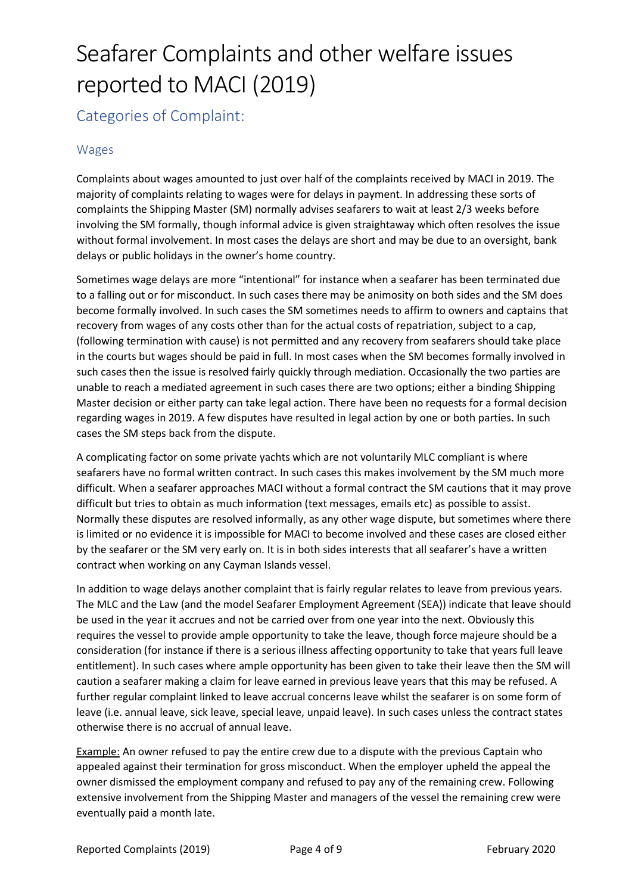# Seafarer Complaints and other welfare issues reported to MACI (2019)

## Categories of Complaint:

### Wages

Complaints about wages amounted to just over half of the complaints received by MACI in 2019. The majority of complaints relating to wages were for delays in payment. In addressing these sorts of complaints the Shipping Master (SM) normally advises seafarers to wait at least 2/3 weeks before involving the SM formally, though informal advice is given straightaway which often resolves the issue without formal involvement. In most cases the delays are short and may be due to an oversight, bank delays or public holidays in the owner's home country.

Sometimes wage delays are more "intentional" for instance when a seafarer has been terminated due to a falling out or for misconduct. In such cases there may be animosity on both sides and the SM does become formally involved. In such cases the SM sometimes needs to affirm to owners and captains that recovery from wages of any costs other than for the actual costs of repatriation, subject to a cap, (following termination with cause) is not permitted and any recovery from seafarers should take place in the courts but wages should be paid in full. In most cases when the SM becomes formally involved in such cases then the issue is resolved fairly quickly through mediation. Occasionally the two parties are unable to reach a mediated agreement in such cases there are two options; either a binding Shipping Master decision or either party can take legal action. There have been no requests for a formal decision regarding wages in 2019. A few disputes have resulted in legal action by one or both parties. In such cases the SM steps back from the dispute.

A complicating factor on some private yachts which are not voluntarily MLC compliant is where seafarers have no formal written contract. In such cases this makes involvement by the SM much more difficult. When a seafarer approaches MACI without a formal contract the SM cautions that it may prove difficult but tries to obtain as much information (text messages, emails etc) as possible to assist. Normally these disputes are resolved informally, as any other wage dispute, but sometimes where there is limited or no evidence it is impossible for MACI to become involved and these cases are closed either by the seafarer or the SM very early on. It is in both sides interests that all seafarer's have a written contract when working on any Cayman Islands vessel.

In addition to wage delays another complaint that is fairly regular relates to leave from previous years. The MLC and the Law (and the model Seafarer Employment Agreement (SEA)) indicate that leave should be used in the year it accrues and not be carried over from one year into the next. Obviously this requires the vessel to provide ample opportunity to take the leave, though force majeure should be a consideration (for instance if there is a serious illness affecting opportunity to take that years full leave entitlement). In such cases where ample opportunity has been given to take their leave then the SM will caution a seafarer making a claim for leave earned in previous leave years that this may be refused. A further regular complaint linked to leave accrual concerns leave whilst the seafarer is on some form of leave (i.e. annual leave, sick leave, special leave, unpaid leave). In such cases unless the contract states otherwise there is no accrual of annual leave.

Example: An owner refused to pay the entire crew due to a dispute with the previous Captain who appealed against their termination for gross misconduct. When the employer upheld the appeal the owner dismissed the employment company and refused to pay any of the remaining crew. Following extensive involvement from the Shipping Master and managers of the vessel the remaining crew were eventually paid a month late.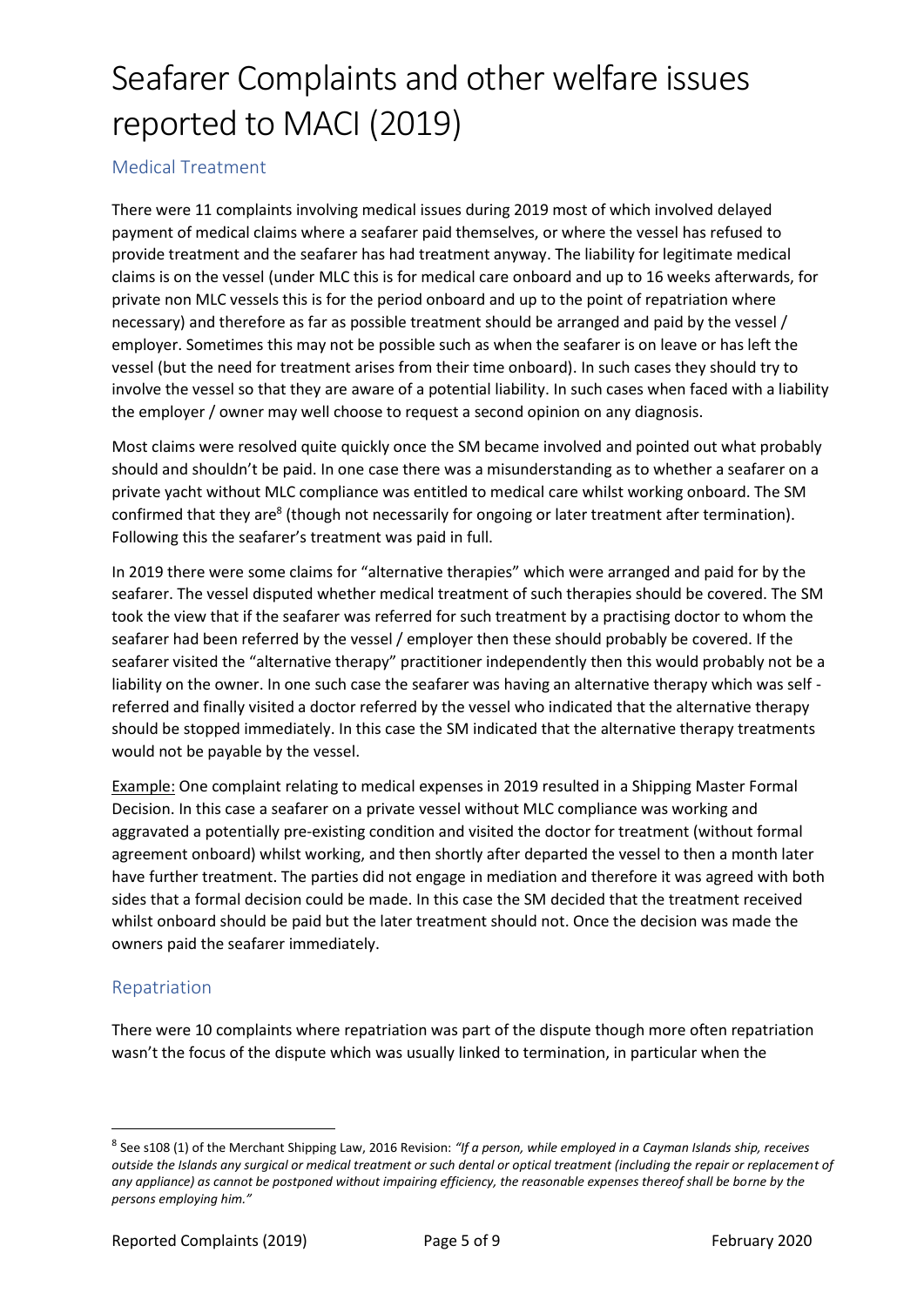# Seafarer Complaints and other welfare issues reported to MACI (2019)

## Medical Treatment

There were 11 complaints involving medical issues during 2019 most of which involved delayed payment of medical claims where a seafarer paid themselves, or where the vessel has refused to provide treatment and the seafarer has had treatment anyway. The liability for legitimate medical claims is on the vessel (under MLC this is for medical care onboard and up to 16 weeks afterwards, for private non MLC vessels this is for the period onboard and up to the point of repatriation where necessary) and therefore as far as possible treatment should be arranged and paid by the vessel / employer. Sometimes this may not be possible such as when the seafarer is on leave or has left the vessel (but the need for treatment arises from their time onboard). In such cases they should try to involve the vessel so that they are aware of a potential liability. In such cases when faced with a liability the employer / owner may well choose to request a second opinion on any diagnosis.

Most claims were resolved quite quickly once the SM became involved and pointed out what probably should and shouldn't be paid. In one case there was a misunderstanding as to whether a seafarer on a private yacht without MLC compliance was entitled to medical care whilst working onboard. The SM confirmed that they are[8] (though not necessarily for ongoing or later treatment after termination). Following this the seafarer's treatment was paid in full.

In 2019 there were some claims for "alternative therapies" which were arranged and paid for by the seafarer. The vessel disputed whether medical treatment of such therapies should be covered. The SM took the view that if the seafarer was referred for such treatment by a practising doctor to whom the seafarer had been referred by the vessel / employer then these should probably be covered. If the seafarer visited the "alternative therapy" practitioner independently then this would probably not be a liability on the owner. In one such case the seafarer was having an alternative therapy which was self - referred and finally visited a doctor referred by the vessel who indicated that the alternative therapy should be stopped immediately. In this case the SM indicated that the alternative therapy treatments would not be payable by the vessel.

Example: One complaint relating to medical expenses in 2019 resulted in a Shipping Master Formal Decision. In this case a seafarer on a private vessel without MLC compliance was working and aggravated a potentially pre-existing condition and visited the doctor for treatment (without formal agreement onboard) whilst working, and then shortly after departed the vessel to then a month later have further treatment. The parties did not engage in mediation and therefore it was agreed with both sides that a formal decision could be made. In this case the SM decided that the treatment received whilst onboard should be paid but the later treatment should not. Once the decision was made the owners paid the seafarer immediately.

## Repatriation

There were 10 complaints where repatriation was part of the dispute though more often repatriation wasn't the focus of the dispute which was usually linked to termination, in particular when the

---

[8] See s108 (1) of the Merchant Shipping Law, 2016 Revision: *"If a person, while employed in a Cayman Islands ship, receives outside the Islands any surgical or medical treatment or such dental or optical treatment (including the repair or replacement of any appliance) as cannot be postponed without impairing efficiency, the reasonable expenses thereof shall be borne by the persons employing him."*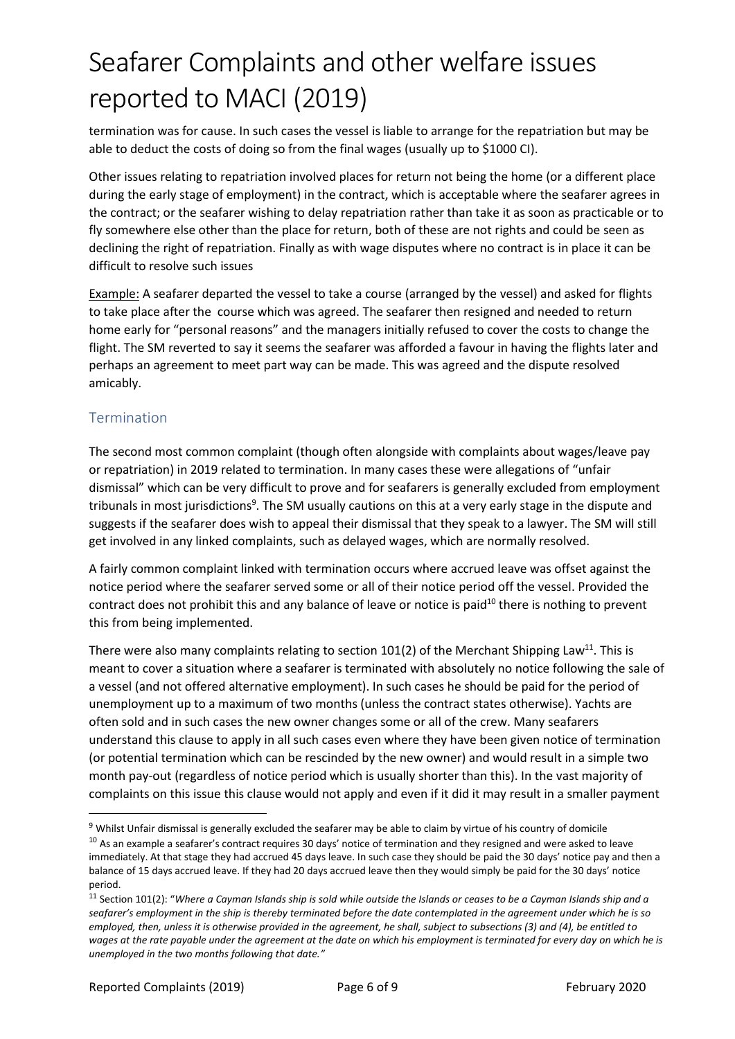termination was for cause. In such cases the vessel is liable to arrange for the repatriation but may be able to deduct the costs of doing so from the final wages (usually up to $1000 CI).

Other issues relating to repatriation involved places for return not being the home (or a different place during the early stage of employment) in the contract, which is acceptable where the seafarer agrees in the contract; or the seafarer wishing to delay repatriation rather than take it as soon as practicable or to fly somewhere else other than the place for return, both of these are not rights and could be seen as declining the right of repatriation. Finally as with wage disputes where no contract is in place it can be difficult to resolve such issues

Example: A seafarer departed the vessel to take a course (arranged by the vessel) and asked for flights to take place after the course which was agreed. The seafarer then resigned and needed to return home early for "personal reasons" and the managers initially refused to cover the costs to change the flight. The SM reverted to say it seems the seafarer was afforded a favour in having the flights later and perhaps an agreement to meet part way can be made. This was agreed and the dispute resolved amicably.

## Termination

The second most common complaint (though often alongside with complaints about wages/leave pay or repatriation) in 2019 related to termination. In many cases these were allegations of "unfair dismissal" which can be very difficult to prove and for seafarers is generally excluded from employment tribunals in most jurisdictions[9]. The SM usually cautions on this at a very early stage in the dispute and suggests if the seafarer does wish to appeal their dismissal that they speak to a lawyer. The SM will still get involved in any linked complaints, such as delayed wages, which are normally resolved.

A fairly common complaint linked with termination occurs where accrued leave was offset against the notice period where the seafarer served some or all of their notice period off the vessel. Provided the contract does not prohibit this and any balance of leave or notice is paid[10] there is nothing to prevent this from being implemented.

There were also many complaints relating to section 101(2) of the Merchant Shipping Law[11]. This is meant to cover a situation where a seafarer is terminated with absolutely no notice following the sale of a vessel (and not offered alternative employment). In such cases he should be paid for the period of unemployment up to a maximum of two months (unless the contract states otherwise). Yachts are often sold and in such cases the new owner changes some or all of the crew. Many seafarers understand this clause to apply in all such cases even where they have been given notice of termination (or potential termination which can be rescinded by the new owner) and would result in a simple two month pay-out (regardless of notice period which is usually shorter than this). In the vast majority of complaints on this issue this clause would not apply and even if it did it may result in a smaller payment

---

[9] Whilst Unfair dismissal is generally excluded the seafarer may be able to claim by virtue of his country of domicile

[10] As an example a seafarer's contract requires 30 days' notice of termination and they resigned and were asked to leave immediately. At that stage they had accrued 45 days leave. In such case they should be paid the 30 days' notice pay and then a balance of 15 days accrued leave. If they had 20 days accrued leave then they would simply be paid for the 30 days' notice period.

[11] Section 101(2): "*Where a Cayman Islands ship is sold while outside the Islands or ceases to be a Cayman Islands ship and a seafarer's employment in the ship is thereby terminated before the date contemplated in the agreement under which he is so employed, then, unless it is otherwise provided in the agreement, he shall, subject to subsections (3) and (4), be entitled to wages at the rate payable under the agreement at the date on which his employment is terminated for every day on which he is unemployed in the two months following that date.*"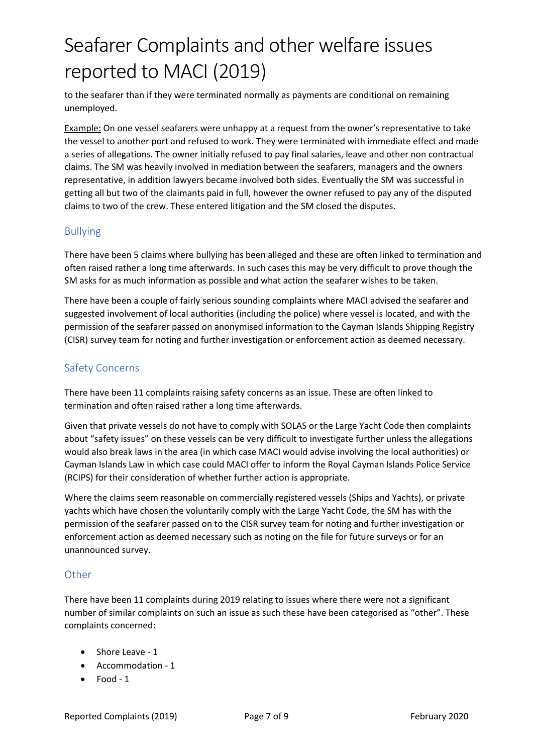to the seafarer than if they were terminated normally as payments are conditional on remaining unemployed.

Example: On one vessel seafarers were unhappy at a request from the owner's representative to take the vessel to another port and refused to work. They were terminated with immediate effect and made a series of allegations. The owner initially refused to pay final salaries, leave and other non contractual claims. The SM was heavily involved in mediation between the seafarers, managers and the owners representative, in addition lawyers became involved both sides. Eventually the SM was successful in getting all but two of the claimants paid in full, however the owner refused to pay any of the disputed claims to two of the crew. These entered litigation and the SM closed the disputes.

## Bullying

There have been 5 claims where bullying has been alleged and these are often linked to termination and often raised rather a long time afterwards. In such cases this may be very difficult to prove though the SM asks for as much information as possible and what action the seafarer wishes to be taken.

There have been a couple of fairly serious sounding complaints where MACI advised the seafarer and suggested involvement of local authorities (including the police) where vessel is located, and with the permission of the seafarer passed on anonymised information to the Cayman Islands Shipping Registry (CISR) survey team for noting and further investigation or enforcement action as deemed necessary.

## Safety Concerns

There have been 11 complaints raising safety concerns as an issue. These are often linked to termination and often raised rather a long time afterwards.

Given that private vessels do not have to comply with SOLAS or the Large Yacht Code then complaints about "safety issues" on these vessels can be very difficult to investigate further unless the allegations would also break laws in the area (in which case MACI would advise involving the local authorities) or Cayman Islands Law in which case could MACI offer to inform the Royal Cayman Islands Police Service (RCIPS) for their consideration of whether further action is appropriate.

Where the claims seem reasonable on commercially registered vessels (Ships and Yachts), or private yachts which have chosen the voluntarily comply with the Large Yacht Code, the SM has with the permission of the seafarer passed on to the CISR survey team for noting and further investigation or enforcement action as deemed necessary such as noting on the file for future surveys or for an unannounced survey.

## Other

There have been 11 complaints during 2019 relating to issues where there were not a significant number of similar complaints on such an issue as such these have been categorised as "other". These complaints concerned:

- Shore Leave - 1
- Accommodation - 1
- Food - 1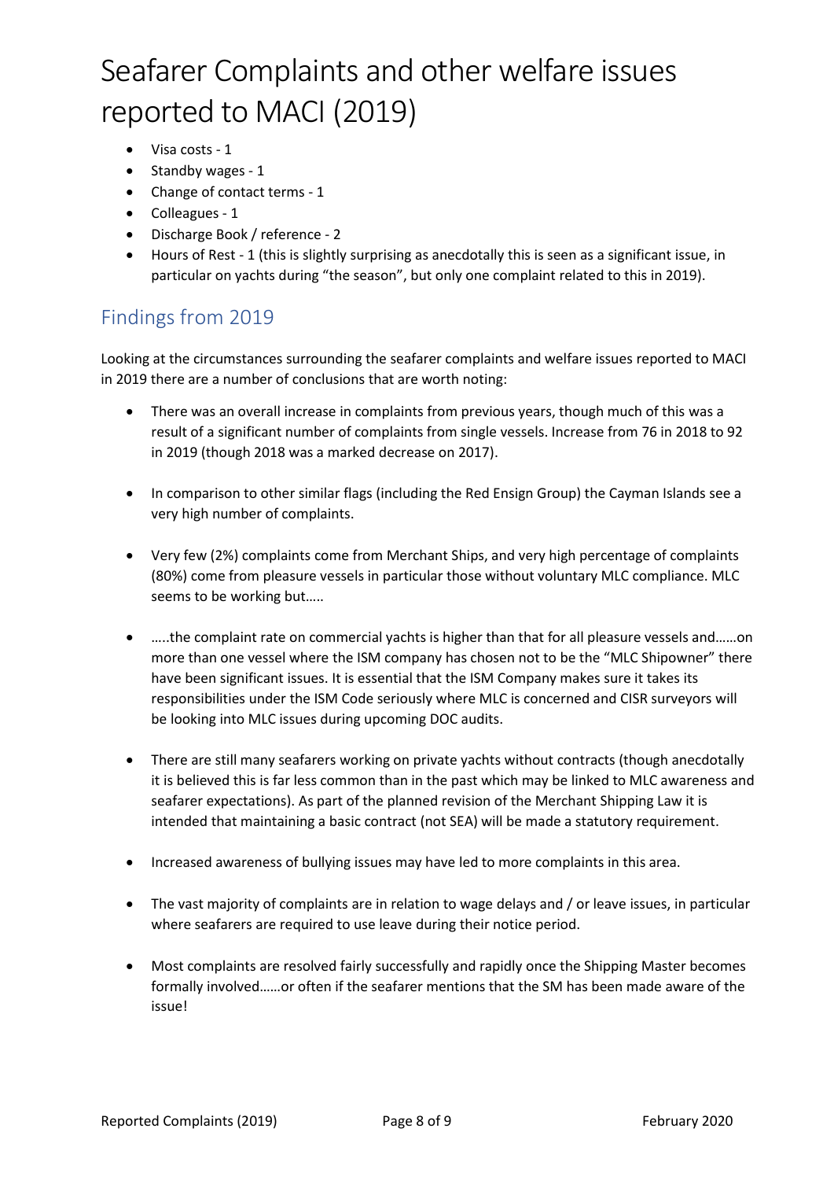# Seafarer Complaints and other welfare issues reported to MACI (2019)

- Visa costs - 1
- Standby wages - 1
- Change of contact terms - 1
- Colleagues - 1
- Discharge Book / reference - 2
- Hours of Rest - 1 (this is slightly surprising as anecdotally this is seen as a significant issue, in particular on yachts during "the season", but only one complaint related to this in 2019).

## Findings from 2019

Looking at the circumstances surrounding the seafarer complaints and welfare issues reported to MACI in 2019 there are a number of conclusions that are worth noting:

- There was an overall increase in complaints from previous years, though much of this was a result of a significant number of complaints from single vessels. Increase from 76 in 2018 to 92 in 2019 (though 2018 was a marked decrease on 2017).

- In comparison to other similar flags (including the Red Ensign Group) the Cayman Islands see a very high number of complaints.

- Very few (2%) complaints come from Merchant Ships, and very high percentage of complaints (80%) come from pleasure vessels in particular those without voluntary MLC compliance. MLC seems to be working but…..

- …..the complaint rate on commercial yachts is higher than that for all pleasure vessels and……on more than one vessel where the ISM company has chosen not to be the "MLC Shipowner" there have been significant issues. It is essential that the ISM Company makes sure it takes its responsibilities under the ISM Code seriously where MLC is concerned and CISR surveyors will be looking into MLC issues during upcoming DOC audits.

- There are still many seafarers working on private yachts without contracts (though anecdotally it is believed this is far less common than in the past which may be linked to MLC awareness and seafarer expectations). As part of the planned revision of the Merchant Shipping Law it is intended that maintaining a basic contract (not SEA) will be made a statutory requirement.

- Increased awareness of bullying issues may have led to more complaints in this area.

- The vast majority of complaints are in relation to wage delays and / or leave issues, in particular where seafarers are required to use leave during their notice period.

- Most complaints are resolved fairly successfully and rapidly once the Shipping Master becomes formally involved……or often if the seafarer mentions that the SM has been made aware of the issue!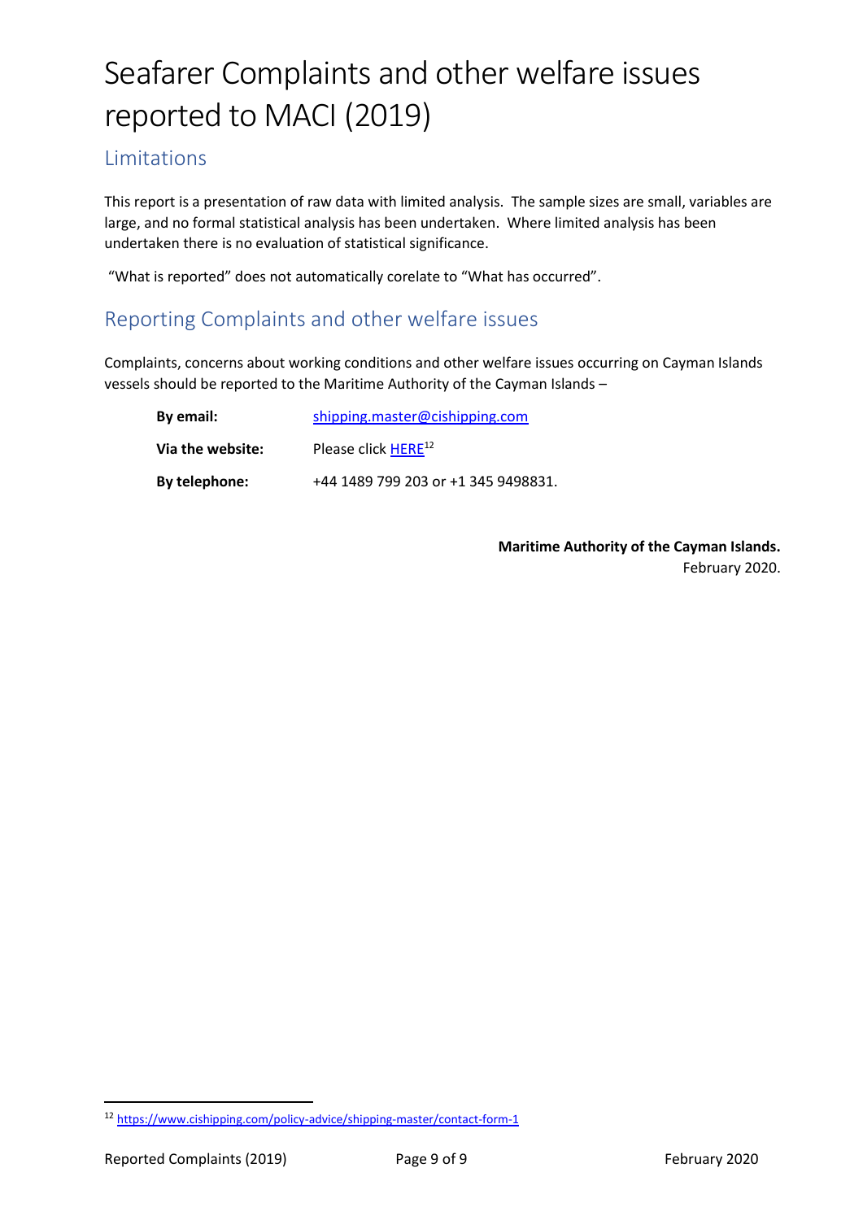# Seafarer Complaints and other welfare issues reported to MACI (2019)

## Limitations

This report is a presentation of raw data with limited analysis. The sample sizes are small, variables are large, and no formal statistical analysis has been undertaken. Where limited analysis has been undertaken there is no evaluation of statistical significance.

"What is reported" does not automatically corelate to "What has occurred".

## Reporting Complaints and other welfare issues

Complaints, concerns about working conditions and other welfare issues occurring on Cayman Islands vessels should be reported to the Maritime Authority of the Cayman Islands –

| | |
|---|---|
| **By email:** | shipping.master@cishipping.com |
| **Via the website:** | Please click HERE[12] |
| **By telephone:** | +44 1489 799 203 or +1 345 9498831. |

**Maritime Authority of the Cayman Islands.**
February 2020.

[12] https://www.cishipping.com/policy-advice/shipping-master/contact-form-1